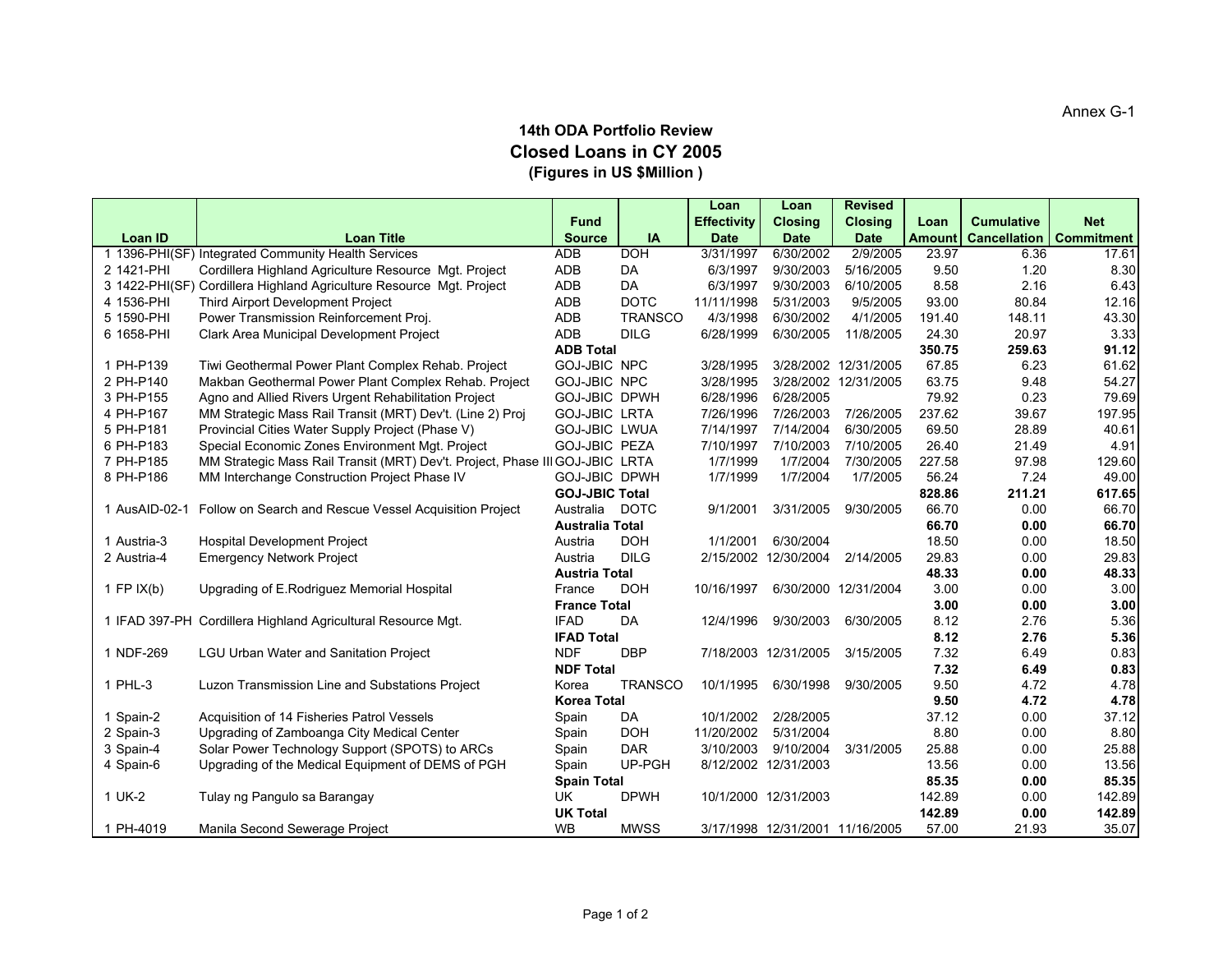Annex G-1

## 14th ODA Portfolio Review

# Closed Loans in CY 2005

### (Figures in US $Million )

| Loan ID | Loan Title | Fund Source | IA | Loan Effectivity Date | Loan Closing Date | Revised Closing Date | Loan Amount | Cumulative Cancellation | Net Commitment |
|---|---|---|---|---|---|---|---|---|---|
| 1 1396-PHI(SF) | Integrated Community Health Services | ADB | DOH | 3/31/1997 | 6/30/2002 | 2/9/2005 | 23.97 | 6.36 | 17.61 |
| 2 1421-PHI | Cordillera Highland Agriculture Resource Mgt. Project | ADB | DA | 6/3/1997 | 9/30/2003 | 5/16/2005 | 9.50 | 1.20 | 8.30 |
| 3 1422-PHI(SF) | Cordillera Highland Agriculture Resource Mgt. Project | ADB | DA | 6/3/1997 | 9/30/2003 | 6/10/2005 | 8.58 | 2.16 | 6.43 |
| 4 1536-PHI | Third Airport Development Project | ADB | DOTC | 11/11/1998 | 5/31/2003 | 9/5/2005 | 93.00 | 80.84 | 12.16 |
| 5 1590-PHI | Power Transmission Reinforcement Proj. | ADB | TRANSCO | 4/3/1998 | 6/30/2002 | 4/1/2005 | 191.40 | 148.11 | 43.30 |
| 6 1658-PHI | Clark Area Municipal Development Project | ADB | DILG | 6/28/1999 | 6/30/2005 | 11/8/2005 | 24.30 | 20.97 | 3.33 |
| | | **ADB Total** | | | | | **350.75** | **259.63** | **91.12** |
| 1 PH-P139 | Tiwi Geothermal Power Plant Complex Rehab. Project | GOJ-JBIC | NPC | 3/28/1995 | 3/28/2002 | 12/31/2005 | 67.85 | 6.23 | 61.62 |
| 2 PH-P140 | Makban Geothermal Power Plant Complex Rehab. Project | GOJ-JBIC | NPC | 3/28/1995 | 3/28/2002 | 12/31/2005 | 63.75 | 9.48 | 54.27 |
| 3 PH-P155 | Agno and Allied Rivers Urgent Rehabilitation Project | GOJ-JBIC | DPWH | 6/28/1996 | 6/28/2005 | | 79.92 | 0.23 | 79.69 |
| 4 PH-P167 | MM Strategic Mass Rail Transit (MRT) Dev't. (Line 2) Proj | GOJ-JBIC | LRTA | 7/26/1996 | 7/26/2003 | 7/26/2005 | 237.62 | 39.67 | 197.95 |
| 5 PH-P181 | Provincial Cities Water Supply Project (Phase V) | GOJ-JBIC | LWUA | 7/14/1997 | 7/14/2004 | 6/30/2005 | 69.50 | 28.89 | 40.61 |
| 6 PH-P183 | Special Economic Zones Environment Mgt. Project | GOJ-JBIC | PEZA | 7/10/1997 | 7/10/2003 | 7/10/2005 | 26.40 | 21.49 | 4.91 |
| 7 PH-P185 | MM Strategic Mass Rail Transit (MRT) Dev't. Project, Phase III | GOJ-JBIC | LRTA | 1/7/1999 | 1/7/2004 | 7/30/2005 | 227.58 | 97.98 | 129.60 |
| 8 PH-P186 | MM Interchange Construction Project Phase IV | GOJ-JBIC | DPWH | 1/7/1999 | 1/7/2004 | 1/7/2005 | 56.24 | 7.24 | 49.00 |
| | | **GOJ-JBIC Total** | | | | | **828.86** | **211.21** | **617.65** |
| 1 AusAID-02-1 | Follow on Search and Rescue Vessel Acquisition Project | Australia | DOTC | 9/1/2001 | 3/31/2005 | 9/30/2005 | 66.70 | 0.00 | 66.70 |
| | | **Australia Total** | | | | | **66.70** | **0.00** | **66.70** |
| 1 Austria-3 | Hospital Development Project | Austria | DOH | 1/1/2001 | 6/30/2004 | | 18.50 | 0.00 | 18.50 |
| 2 Austria-4 | Emergency Network Project | Austria | DILG | 2/15/2002 | 12/30/2004 | 2/14/2005 | 29.83 | 0.00 | 29.83 |
| | | **Austria Total** | | | | | **48.33** | **0.00** | **48.33** |
| 1 FP IX(b) | Upgrading of E.Rodriguez Memorial Hospital | France | DOH | 10/16/1997 | 6/30/2000 | 12/31/2004 | 3.00 | 0.00 | 3.00 |
| | | **France Total** | | | | | **3.00** | **0.00** | **3.00** |
| 1 IFAD 397-PH | Cordillera Highland Agricultural Resource Mgt. | IFAD | DA | 12/4/1996 | 9/30/2003 | 6/30/2005 | 8.12 | 2.76 | 5.36 |
| | | **IFAD Total** | | | | | **8.12** | **2.76** | **5.36** |
| 1 NDF-269 | LGU Urban Water and Sanitation Project | NDF | DBP | 7/18/2003 | 12/31/2005 | 3/15/2005 | 7.32 | 6.49 | 0.83 |
| | | **NDF Total** | | | | | **7.32** | **6.49** | **0.83** |
| 1 PHL-3 | Luzon Transmission Line and Substations Project | Korea | TRANSCO | 10/1/1995 | 6/30/1998 | 9/30/2005 | 9.50 | 4.72 | 4.78 |
| | | **Korea Total** | | | | | **9.50** | **4.72** | **4.78** |
| 1 Spain-2 | Acquisition of 14 Fisheries Patrol Vessels | Spain | DA | 10/1/2002 | 2/28/2005 | | 37.12 | 0.00 | 37.12 |
| 2 Spain-3 | Upgrading of Zamboanga City Medical Center | Spain | DOH | 11/20/2002 | 5/31/2004 | | 8.80 | 0.00 | 8.80 |
| 3 Spain-4 | Solar Power Technology Support (SPOTS) to ARCs | Spain | DAR | 3/10/2003 | 9/10/2004 | 3/31/2005 | 25.88 | 0.00 | 25.88 |
| 4 Spain-6 | Upgrading of the Medical Equipment of DEMS of PGH | Spain | UP-PGH | 8/12/2002 | 12/31/2003 | | 13.56 | 0.00 | 13.56 |
| | | **Spain Total** | | | | | **85.35** | **0.00** | **85.35** |
| 1 UK-2 | Tulay ng Pangulo sa Barangay | UK | DPWH | 10/1/2000 | 12/31/2003 | | 142.89 | 0.00 | 142.89 |
| | | **UK Total** | | | | | **142.89** | **0.00** | **142.89** |
| 1 PH-4019 | Manila Second Sewerage Project | WB | MWSS | 3/17/1998 | 12/31/2001 | 11/16/2005 | 57.00 | 21.93 | 35.07 |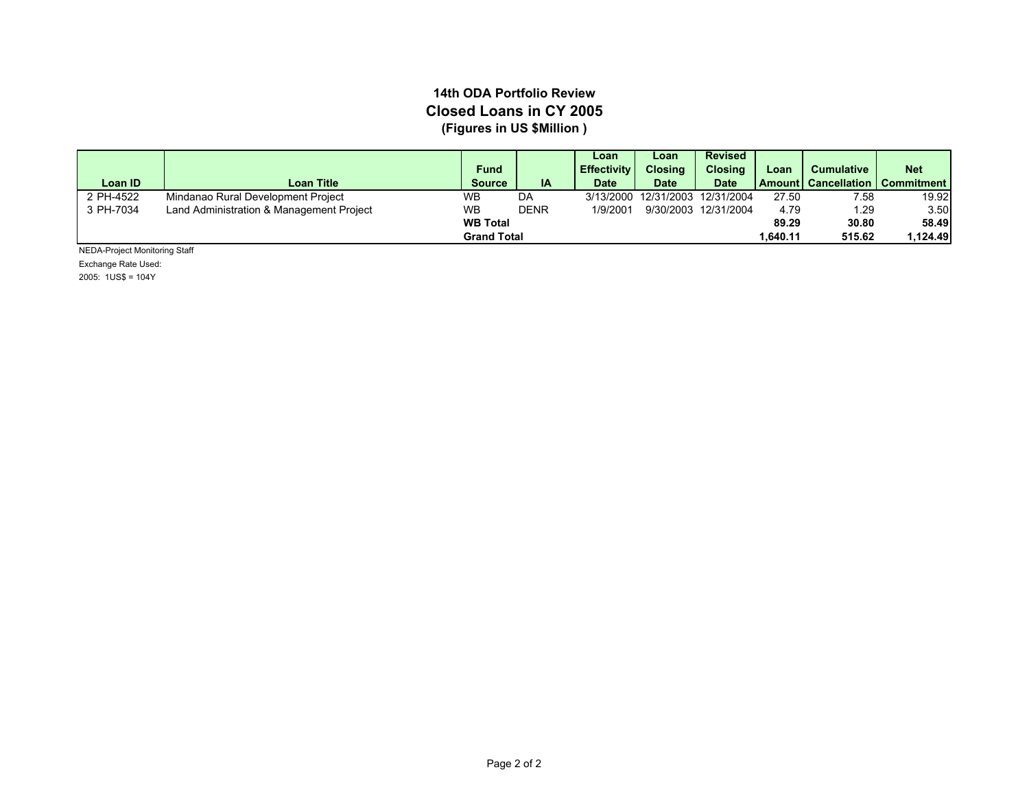## 14th ODA Portfolio Review
## Closed Loans in CY 2005
### (Figures in US $Million )

| Loan ID | Loan Title | Fund Source | IA | Loan Effectivity Date | Loan Closing Date | Revised Closing Date | Loan Amount | Cumulative Cancellation | Net Commitment |
|---|---|---|---|---|---|---|---|---|---|
| 2 PH-4522 | Mindanao Rural Development Project | WB | DA | 3/13/2000 | 12/31/2003 | 12/31/2004 | 27.50 | 7.58 | 19.92 |
| 3 PH-7034 | Land Administration & Management Project | WB | DENR | 1/9/2001 | 9/30/2003 | 12/31/2004 | 4.79 | 1.29 | 3.50 |
| | | **WB Total** | | | | | **89.29** | **30.80** | **58.49** |
| | | **Grand Total** | | | | | **1,640.11** | **515.62** | **1,124.49** |

NEDA-Project Monitoring Staff

Exchange Rate Used:

2005: 1US$ = 104Y